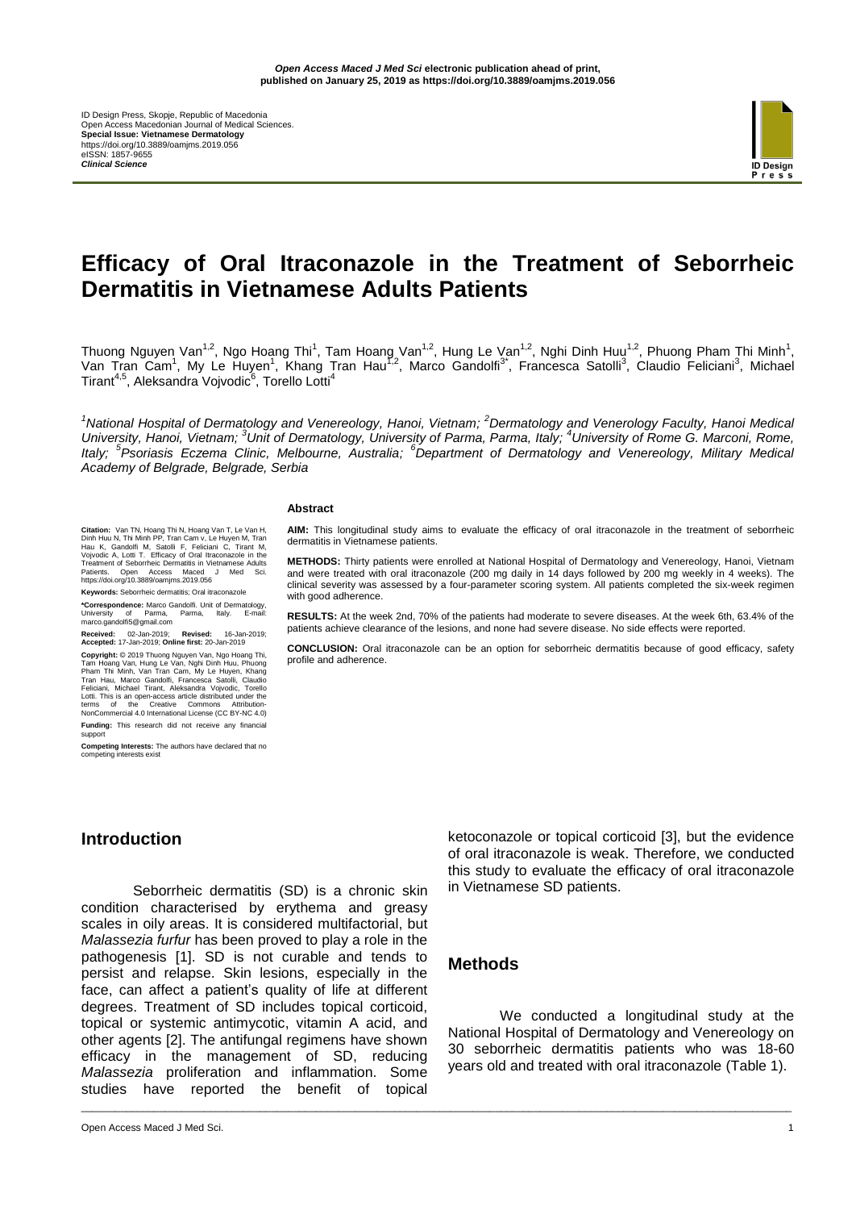# Efficacy of Oral Itraconazole in the Treatment of Seborrheic Dermatitis in Vietnamese Adults Patients

Thuong Nguyen Van[1,2], Ngo Hoang Thi[1], Tam Hoang Van[1,2], Hung Le Van[1,2], Nghi Dinh Huu[1,2], Phuong Pham Thi Minh[1], Van Tran Cam[1], My Le Huyen[1], Khang Tran Hau[1,2], Marco Gandolfi[3*], Francesca Satolli[3], Claudio Feliciani[3], Michael Tirant[4,5], Aleksandra Vojvodic[6], Torello Lotti[4]

[1]*National Hospital of Dermatology and Venereology, Hanoi, Vietnam;* [2]*Dermatology and Venerology Faculty, Hanoi Medical University, Hanoi, Vietnam;* [3]*Unit of Dermatology, University of Parma, Parma, Italy;* [4]*University of Rome G. Marconi, Rome, Italy;* [5]*Psoriasis Eczema Clinic, Melbourne, Australia;* [6]*Department of Dermatology and Venereology, Military Medical Academy of Belgrade, Belgrade, Serbia*

**Citation:** Van TN, Hoang Thi N, Hoang Van T, Le Van H, Dinh Huu N, Thi Minh PP, Tran Cam v, Le Huyen M, Tran Hau K, Gandolfi M, Satolli F, Feliciani C, Tirant M, Vojvodic A, Lotti T. Efficacy of Oral Itraconazole in the Treatment of Seborrheic Dermatitis in Vietnamese Adults Patients. Open Access Maced J Med Sci. https://doi.org/10.3889/oamjms.2019.056

**Keywords:** Seborrheic dermatitis; Oral itraconazole

**\*Correspondence:** Marco Gandolfi. Unit of Dermatology, University of Parma, Parma, Italy. E-mail: marco.gandolfi5@gmail.com

**Received:** 02-Jan-2019; **Revised:** 16-Jan-2019; **Accepted:** 17-Jan-2019; **Online first:** 20-Jan-2019

**Copyright:** © 2019 Thuong Nguyen Van, Ngo Hoang Thi, Tam Hoang Van, Hung Le Van, Nghi Dinh Huu, Phuong Pham Thi Minh, Van Tran Cam, My Le Huyen, Khang Tran Hau, Marco Gandolfi, Francesca Satolli, Claudio Feliciani, Michael Tirant, Aleksandra Vojvodic, Torello Lotti. This is an open-access article distributed under the terms of the Creative Commons Attribution-NonCommercial 4.0 International License (CC BY-NC 4.0)

**Funding:** This research did not receive any financial support

**Competing Interests:** The authors have declared that no competing interests exist

## Abstract

**AIM:** This longitudinal study aims to evaluate the efficacy of oral itraconazole in the treatment of seborrheic dermatitis in Vietnamese patients.

**METHODS:** Thirty patients were enrolled at National Hospital of Dermatology and Venereology, Hanoi, Vietnam and were treated with oral itraconazole (200 mg daily in 14 days followed by 200 mg weekly in 4 weeks). The clinical severity was assessed by a four-parameter scoring system. All patients completed the six-week regimen with good adherence.

**RESULTS:** At the week 2nd, 70% of the patients had moderate to severe diseases. At the week 6th, 63.4% of the patients achieve clearance of the lesions, and none had severe disease. No side effects were reported.

**CONCLUSION:** Oral itraconazole can be an option for seborrheic dermatitis because of good efficacy, safety profile and adherence.

## Introduction

Seborrheic dermatitis (SD) is a chronic skin condition characterised by erythema and greasy scales in oily areas. It is considered multifactorial, but *Malassezia furfur* has been proved to play a role in the pathogenesis [1]. SD is not curable and tends to persist and relapse. Skin lesions, especially in the face, can affect a patient's quality of life at different degrees. Treatment of SD includes topical corticoid, topical or systemic antimycotic, vitamin A acid, and other agents [2]. The antifungal regimens have shown efficacy in the management of SD, reducing *Malassezia* proliferation and inflammation. Some studies have reported the benefit of topical ketoconazole or topical corticoid [3], but the evidence of oral itraconazole is weak. Therefore, we conducted this study to evaluate the efficacy of oral itraconazole in Vietnamese SD patients.

## Methods

We conducted a longitudinal study at the National Hospital of Dermatology and Venereology on 30 seborrheic dermatitis patients who was 18-60 years old and treated with oral itraconazole (Table 1).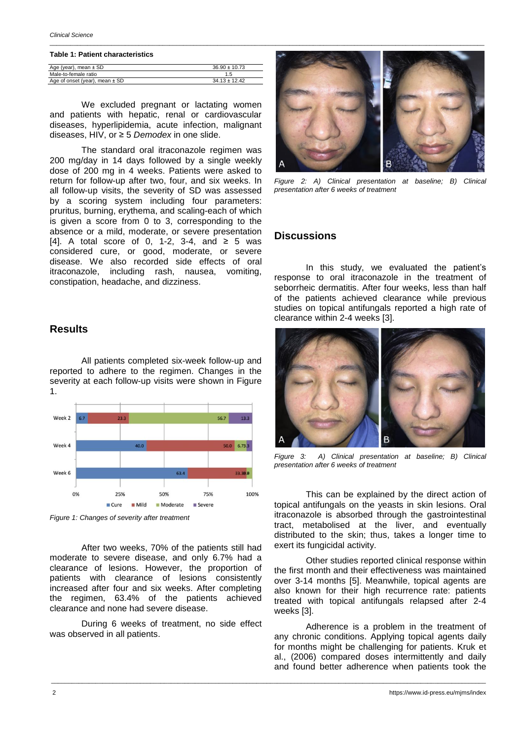**Table 1: Patient characteristics**

| | |
|---|---|
| Age (year), mean ± SD | 36.90 ± 10.73 |
| Male-to-female ratio | 1.5 |
| Age of onset (year), mean ± SD | 34.13 ± 12.42 |

We excluded pregnant or lactating women and patients with hepatic, renal or cardiovascular diseases, hyperlipidemia, acute infection, malignant diseases, HIV, or ≥ 5 *Demodex* in one slide.

The standard oral itraconazole regimen was 200 mg/day in 14 days followed by a single weekly dose of 200 mg in 4 weeks. Patients were asked to return for follow-up after two, four, and six weeks. In all follow-up visits, the severity of SD was assessed by a scoring system including four parameters: pruritus, burning, erythema, and scaling-each of which is given a score from 0 to 3, corresponding to the absence or a mild, moderate, or severe presentation [4]. A total score of 0, 1-2, 3-4, and ≥ 5 was considered cure, or good, moderate, or severe disease. We also recorded side effects of oral itraconazole, including rash, nausea, vomiting, constipation, headache, and dizziness.

## Results

All patients completed six-week follow-up and reported to adhere to the regimen. Changes in the severity at each follow-up visits were shown in Figure 1.

*Figure 1: Changes of severity after treatment*

After two weeks, 70% of the patients still had moderate to severe disease, and only 6.7% had a clearance of lesions. However, the proportion of patients with clearance of lesions consistently increased after four and six weeks. After completing the regimen, 63.4% of the patients achieved clearance and none had severe disease.

During 6 weeks of treatment, no side effect was observed in all patients.

*Figure 2: A) Clinical presentation at baseline; B) Clinical presentation after 6 weeks of treatment*

## Discussions

In this study, we evaluated the patient's response to oral itraconazole in the treatment of seborrheic dermatitis. After four weeks, less than half of the patients achieved clearance while previous studies on topical antifungals reported a high rate of clearance within 2-4 weeks [3].

*Figure 3: A) Clinical presentation at baseline; B) Clinical presentation after 6 weeks of treatment*

This can be explained by the direct action of topical antifungals on the yeasts in skin lesions. Oral itraconazole is absorbed through the gastrointestinal tract, metabolised at the liver, and eventually distributed to the skin; thus, takes a longer time to exert its fungicidal activity.

Other studies reported clinical response within the first month and their effectiveness was maintained over 3-14 months [5]. Meanwhile, topical agents are also known for their high recurrence rate: patients treated with topical antifungals relapsed after 2-4 weeks [3].

Adherence is a problem in the treatment of any chronic conditions. Applying topical agents daily for months might be challenging for patients. Kruk et al., (2006) compared doses intermittently and daily and found better adherence when patients took the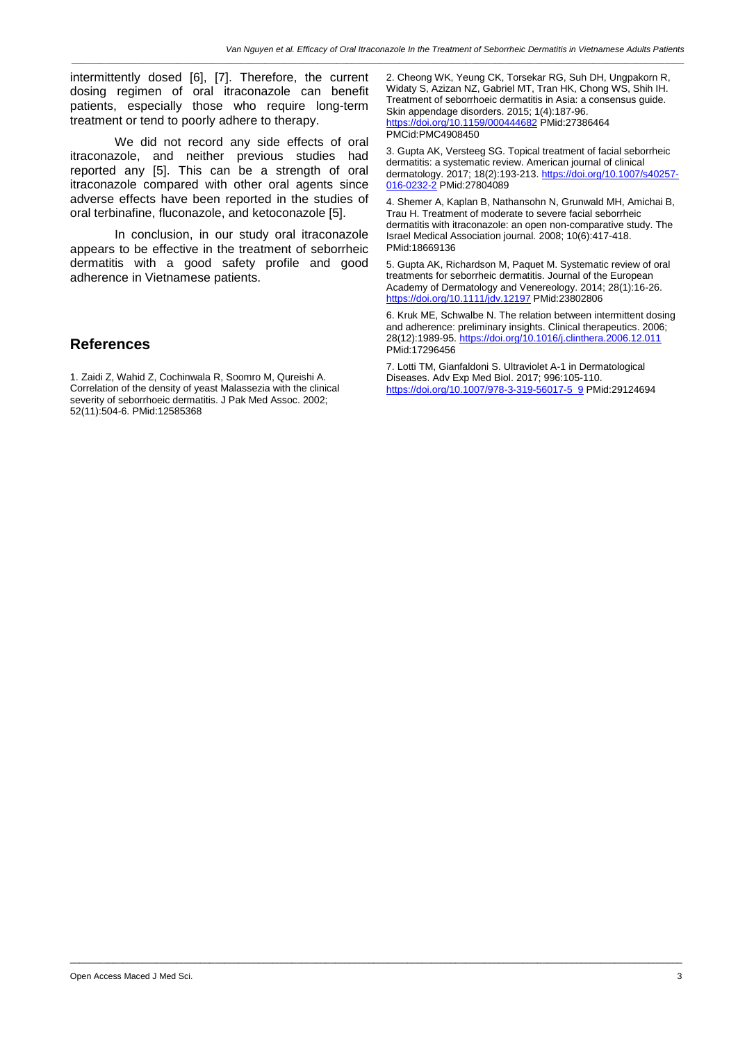intermittently dosed [6], [7]. Therefore, the current dosing regimen of oral itraconazole can benefit patients, especially those who require long-term treatment or tend to poorly adhere to therapy.

We did not record any side effects of oral itraconazole, and neither previous studies had reported any [5]. This can be a strength of oral itraconazole compared with other oral agents since adverse effects have been reported in the studies of oral terbinafine, fluconazole, and ketoconazole [5].

In conclusion, in our study oral itraconazole appears to be effective in the treatment of seborrheic dermatitis with a good safety profile and good adherence in Vietnamese patients.

## References

1. Zaidi Z, Wahid Z, Cochinwala R, Soomro M, Qureishi A. Correlation of the density of yeast Malassezia with the clinical severity of seborrhoeic dermatitis. J Pak Med Assoc. 2002; 52(11):504-6. PMid:12585368

2. Cheong WK, Yeung CK, Torsekar RG, Suh DH, Ungpakorn R, Widaty S, Azizan NZ, Gabriel MT, Tran HK, Chong WS, Shih IH. Treatment of seborrhoeic dermatitis in Asia: a consensus guide. Skin appendage disorders. 2015; 1(4):187-96. https://doi.org/10.1159/000444682 PMid:27386464 PMCid:PMC4908450

3. Gupta AK, Versteeg SG. Topical treatment of facial seborrheic dermatitis: a systematic review. American journal of clinical dermatology. 2017; 18(2):193-213. https://doi.org/10.1007/s40257-016-0232-2 PMid:27804089

4. Shemer A, Kaplan B, Nathansohn N, Grunwald MH, Amichai B, Trau H. Treatment of moderate to severe facial seborrheic dermatitis with itraconazole: an open non-comparative study. The Israel Medical Association journal. 2008; 10(6):417-418. PMid:18669136

5. Gupta AK, Richardson M, Paquet M. Systematic review of oral treatments for seborrheic dermatitis. Journal of the European Academy of Dermatology and Venereology. 2014; 28(1):16-26. https://doi.org/10.1111/jdv.12197 PMid:23802806

6. Kruk ME, Schwalbe N. The relation between intermittent dosing and adherence: preliminary insights. Clinical therapeutics. 2006; 28(12):1989-95. https://doi.org/10.1016/j.clinthera.2006.12.011 PMid:17296456

7. Lotti TM, Gianfaldoni S. Ultraviolet A-1 in Dermatological Diseases. Adv Exp Med Biol. 2017; 996:105-110. https://doi.org/10.1007/978-3-319-56017-5_9 PMid:29124694